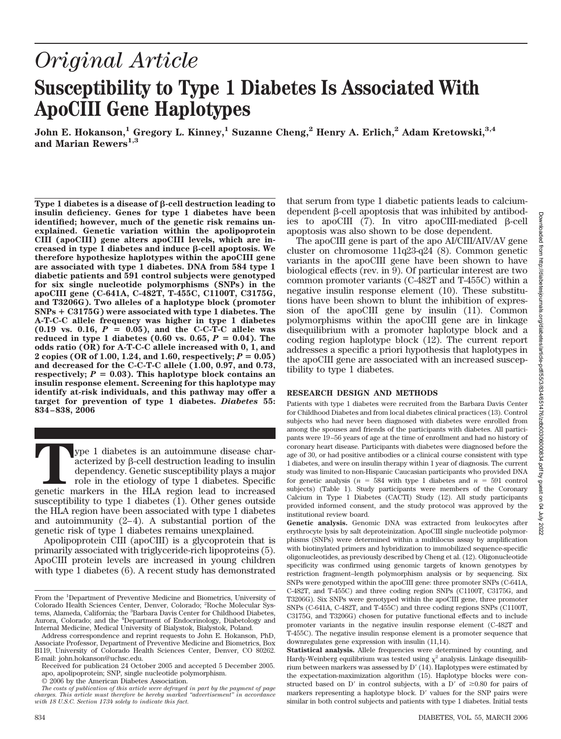# Original Article

# Susceptibility to Type 1 Diabetes Is Associated With ApoCIII Gene Haplotypes

**John E. Hokanson,[1] Gregory L. Kinney,[1] Suzanne Cheng,[2] Henry A. Erlich,[2] Adam Kretowski,[3,4] and Marian Rewers[1,3]**

**Type 1 diabetes is a disease of β-cell destruction leading to insulin deficiency. Genes for type 1 diabetes have been identified; however, much of the genetic risk remains unexplained. Genetic variation within the apolipoprotein CIII (apoCIII) gene alters apoCIII levels, which are increased in type 1 diabetes and induce β-cell apoptosis. We therefore hypothesize haplotypes within the apoCIII gene are associated with type 1 diabetes. DNA from 584 type 1 diabetic patients and 591 control subjects were genotyped for six single nucleotide polymorphisms (SNPs) in the apoCIII gene (C-641A, C-482T, T-455C, C1100T, C3175G, and T3206G). Two alleles of a haplotype block (promoter SNPs + C3175G) were associated with type 1 diabetes. The A-T-C-C allele frequency was higher in type 1 diabetes (0.19 vs. 0.16, $P$ = 0.05), and the C-C-T-C allele was reduced in type 1 diabetes (0.60 vs. 0.65, $P$ = 0.04). The odds ratio (OR) for A-T-C-C allele increased with 0, 1, and 2 copies (OR of 1.00, 1.24, and 1.60, respectively; $P$ = 0.05) and decreased for the C-C-T-C allele (1.00, 0.97, and 0.73, respectively; $P$ = 0.03). This haplotype block contains an insulin response element. Screening for this haplotype may identify at-risk individuals, and this pathway may offer a target for prevention of type 1 diabetes.** *Diabetes* **55: 834–838, 2006**

Type 1 diabetes is an autoimmune disease characterized by β-cell destruction leading to insulin dependency. Genetic susceptibility plays a major role in the etiology of type 1 diabetes. Specific genetic markers in the HLA region lead to increased susceptibility to type 1 diabetes (1). Other genes outside the HLA region have been associated with type 1 diabetes and autoimmunity (2–4). A substantial portion of the genetic risk of type 1 diabetes remains unexplained.

Apolipoprotein CIII (apoCIII) is a glycoprotein that is primarily associated with triglyceride-rich lipoproteins (5). ApoCIII protein levels are increased in young children with type 1 diabetes (6). A recent study has demonstrated that serum from type 1 diabetic patients leads to calcium-dependent β-cell apoptosis that was inhibited by antibodies to apoCIII (7). In vitro apoCIII-mediated β-cell apoptosis was also shown to be dose dependent.

The apoCIII gene is part of the apo AI/CIII/AIV/AV gene cluster on chromosome 11q23-q24 (8). Common genetic variants in the apoCIII gene have been shown to have biological effects (rev. in 9). Of particular interest are two common promoter variants (C-482T and T-455C) within a negative insulin response element (10). These substitutions have been shown to blunt the inhibition of expression of the apoCIII gene by insulin (11). Common polymorphisms within the apoCIII gene are in linkage disequilibrium with a promoter haplotype block and a coding region haplotype block (12). The current report addresses a specific a priori hypothesis that haplotypes in the apoCIII gene are associated with an increased susceptibility to type 1 diabetes.

From the [1]Department of Preventive Medicine and Biometrics, University of Colorado Health Sciences Center, Denver, Colorado; [2]Roche Molecular Systems, Alameda, California; the [3]Barbara Davis Center for Childhood Diabetes, Aurora, Colorado; and the [4]Department of Endocrinology, Diabetology and Internal Medicine, Medical University of Bialystok, Bialystok, Poland.

Address correspondence and reprint requests to John E. Hokanson, PhD, Associate Professor, Department of Preventive Medicine and Biometrics, Box B119, University of Colorado Health Sciences Center, Denver, CO 80262. E-mail: john.hokanson@uchsc.edu.

Received for publication 24 October 2005 and accepted 5 December 2005.

apo, apolipoprotein; SNP, single nucleotide polymorphism.

© 2006 by the American Diabetes Association.

*The costs of publication of this article were defrayed in part by the payment of page charges. This article must therefore be hereby marked "advertisement" in accordance with 18 U.S.C. Section 1734 solely to indicate this fact.*

## RESEARCH DESIGN AND METHODS

Patients with type 1 diabetes were recruited from the Barbara Davis Center for Childhood Diabetes and from local diabetes clinical practices (13). Control subjects who had never been diagnosed with diabetes were enrolled from among the spouses and friends of the participants with diabetes. All participants were 19–56 years of age at the time of enrollment and had no history of coronary heart disease. Participants with diabetes were diagnosed before the age of 30, or had positive antibodies or a clinical course consistent with type 1 diabetes, and were on insulin therapy within 1 year of diagnosis. The current study was limited to non-Hispanic Caucasian participants who provided DNA for genetic analysis ($n$ = 584 with type 1 diabetes and $n$ = 591 control subjects) (Table 1). Study participants were members of the Coronary Calcium in Type 1 Diabetes (CACTI) Study (12). All study participants provided informed consent, and the study protocol was approved by the institutional review board.

**Genetic analysis.** Genomic DNA was extracted from leukocytes after erythrocyte lysis by salt deproteinization. ApoCIII single nucleotide polymorphisms (SNPs) were determined within a multilocus assay by amplification with biotinylated primers and hybridization to immobilized sequence-specific oligonucleotides, as previously described by Cheng et al. (12). Oligonucleotide specificity was confirmed using genomic targets of known genotypes by restriction fragment–length polymorphism analysis or by sequencing. Six SNPs were genotyped within the apoCIII gene: three promoter SNPs (C-641A, C-482T, and T-455C) and three coding region SNPs (C1100T, C3175G, and T3206G). Six SNPs were genotyped within the apoCIII gene, three promoter SNPs (C-641A, C-482T, and T-455C) and three coding regions SNPs (C1100T, C3175G, and T3206G) chosen for putative functional effects and to include promoter variants in the negative insulin response element (C-482T and T-455C). The negative insulin response element is a promoter sequence that downregulates gene expression with insulin (11,14).

**Statistical analysis.** Allele frequencies were determined by counting, and Hardy-Weinberg equilibrium was tested using $\chi^2$ analysis. Linkage disequilibrium between markers was assessed by D′ (14). Haplotypes were estimated by the expectation-maximization algorithm (15). Haplotype blocks were constructed based on D′ in control subjects, with a D′ of ≥0.80 for pairs of markers representing a haplotype block. D′ values for the SNP pairs were similar in both control subjects and patients with type 1 diabetes. Initial tests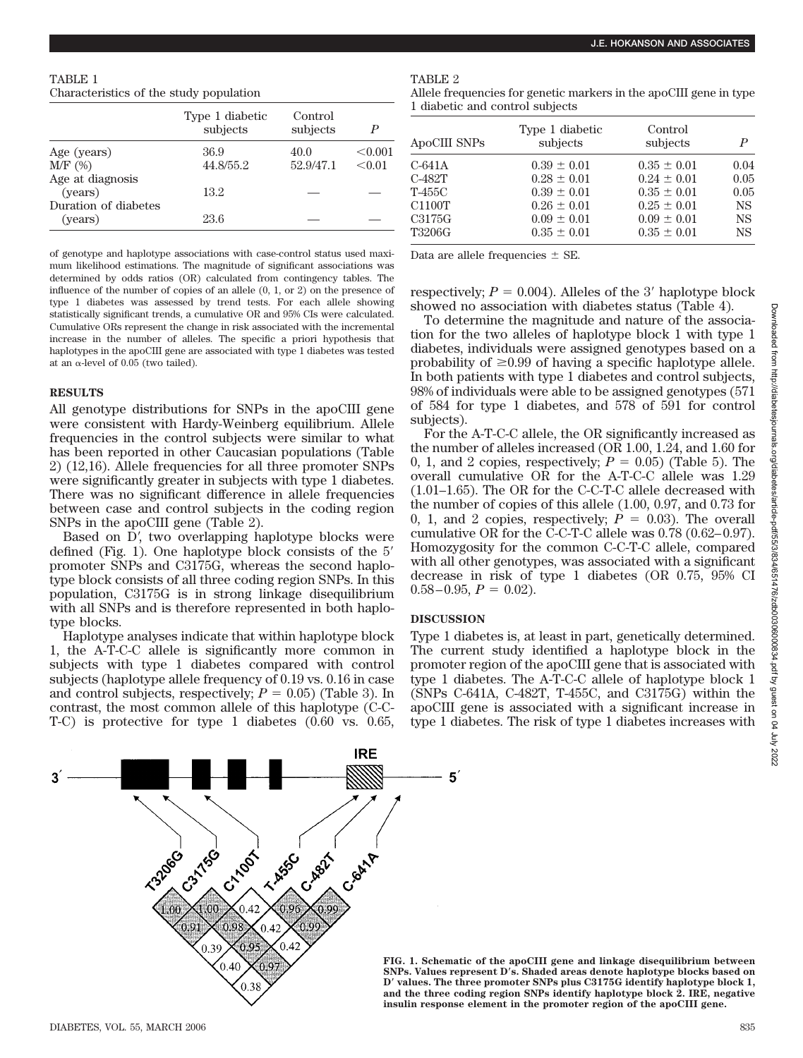TABLE 1
Characteristics of the study population

| | Type 1 diabetic subjects | Control subjects | *P* |
|---|---|---|---|
| Age (years) | 36.9 | 40.0 | <0.001 |
| M/F (%) | 44.8/55.2 | 52.9/47.1 | <0.01 |
| Age at diagnosis (years) | 13.2 | — | — |
| Duration of diabetes (years) | 23.6 | — | — |

of genotype and haplotype associations with case-control status used maximum likelihood estimations. The magnitude of significant associations was determined by odds ratios (OR) calculated from contingency tables. The influence of the number of copies of an allele (0, 1, or 2) on the presence of type 1 diabetes was assessed by trend tests. For each allele showing statistically significant trends, a cumulative OR and 95% CIs were calculated. Cumulative ORs represent the change in risk associated with the incremental increase in the number of alleles. The specific a priori hypothesis that haplotypes in the apoCIII gene are associated with type 1 diabetes was tested at an α-level of 0.05 (two tailed).

## RESULTS

All genotype distributions for SNPs in the apoCIII gene were consistent with Hardy-Weinberg equilibrium. Allele frequencies in the control subjects were similar to what has been reported in other Caucasian populations (Table 2) (12,16). Allele frequencies for all three promoter SNPs were significantly greater in subjects with type 1 diabetes. There was no significant difference in allele frequencies between case and control subjects in the coding region SNPs in the apoCIII gene (Table 2).

Based on D′, two overlapping haplotype blocks were defined (Fig. 1). One haplotype block consists of the 5′ promoter SNPs and C3175G, whereas the second haplotype block consists of all three coding region SNPs. In this population, C3175G is in strong linkage disequilibrium with all SNPs and is therefore represented in both haplotype blocks.

Haplotype analyses indicate that within haplotype block 1, the A-T-C-C allele is significantly more common in subjects with type 1 diabetes compared with control subjects (haplotype allele frequency of 0.19 vs. 0.16 in case and control subjects, respectively; $P = 0.05$) (Table 3). In contrast, the most common allele of this haplotype (C-C-T-C) is protective for type 1 diabetes (0.60 vs. 0.65,

TABLE 2
Allele frequencies for genetic markers in the apoCIII gene in type 1 diabetic and control subjects

| ApoCIII SNPs | Type 1 diabetic subjects | Control subjects | *P* |
|---|---|---|---|
| C-641A | 0.39 ± 0.01 | 0.35 ± 0.01 | 0.04 |
| C-482T | 0.28 ± 0.01 | 0.24 ± 0.01 | 0.05 |
| T-455C | 0.39 ± 0.01 | 0.35 ± 0.01 | 0.05 |
| C1100T | 0.26 ± 0.01 | 0.25 ± 0.01 | NS |
| C3175G | 0.09 ± 0.01 | 0.09 ± 0.01 | NS |
| T3206G | 0.35 ± 0.01 | 0.35 ± 0.01 | NS |

Data are allele frequencies ± SE.

respectively; $P = 0.004$). Alleles of the 3′ haplotype block showed no association with diabetes status (Table 4).

To determine the magnitude and nature of the association for the two alleles of haplotype block 1 with type 1 diabetes, individuals were assigned genotypes based on a probability of ≥0.99 of having a specific haplotype allele. In both patients with type 1 diabetes and control subjects, 98% of individuals were able to be assigned genotypes (571 of 584 for type 1 diabetes, and 578 of 591 for control subjects).

For the A-T-C-C allele, the OR significantly increased as the number of alleles increased (OR 1.00, 1.24, and 1.60 for 0, 1, and 2 copies, respectively; $P = 0.05$) (Table 5). The overall cumulative OR for the A-T-C-C allele was 1.29 (1.01–1.65). The OR for the C-C-T-C allele decreased with the number of copies of this allele (1.00, 0.97, and 0.73 for 0, 1, and 2 copies, respectively; $P = 0.03$). The overall cumulative OR for the C-C-T-C allele was 0.78 (0.62–0.97). Homozygosity for the common C-C-T-C allele, compared with all other genotypes, was associated with a significant decrease in risk of type 1 diabetes (OR 0.75, 95% CI 0.58–0.95, $P = 0.02$).

## DISCUSSION

Type 1 diabetes is, at least in part, genetically determined. The current study identified a haplotype block in the promoter region of the apoCIII gene that is associated with type 1 diabetes. The A-T-C-C allele of haplotype block 1 (SNPs C-641A, C-482T, T-455C, and C3175G) within the apoCIII gene is associated with a significant increase in type 1 diabetes. The risk of type 1 diabetes increases with

**FIG. 1. Schematic of the apoCIII gene and linkage disequilibrium between SNPs. Values represent D′s. Shaded areas denote haplotype blocks based on D′ values. The three promoter SNPs plus C3175G identify haplotype block 1, and the three coding region SNPs identify haplotype block 2. IRE, negative insulin response element in the promoter region of the apoCIII gene.**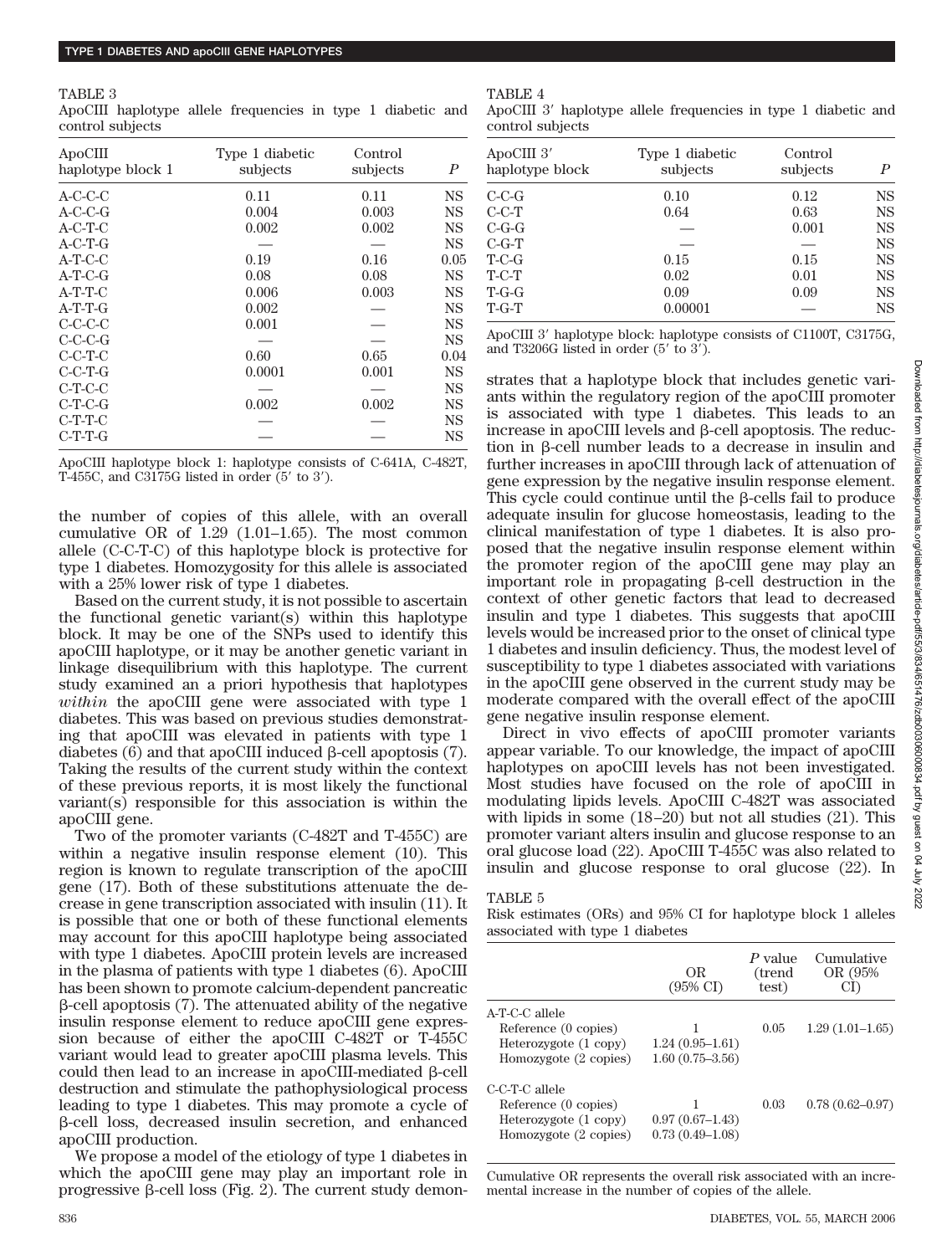TABLE 3

ApoCIII haplotype allele frequencies in type 1 diabetic and control subjects

| ApoCIII haplotype block 1 | Type 1 diabetic subjects | Control subjects | *P* |
|---|---|---|---|
| A-C-C-C | 0.11 | 0.11 | NS |
| A-C-C-G | 0.004 | 0.003 | NS |
| A-C-T-C | 0.002 | 0.002 | NS |
| A-C-T-G | — | — | NS |
| A-T-C-C | 0.19 | 0.16 | 0.05 |
| A-T-C-G | 0.08 | 0.08 | NS |
| A-T-T-C | 0.006 | 0.003 | NS |
| A-T-T-G | 0.002 | — | NS |
| C-C-C-C | 0.001 | — | NS |
| C-C-C-G | — | — | NS |
| C-C-T-C | 0.60 | 0.65 | 0.04 |
| C-C-T-G | 0.0001 | 0.001 | NS |
| C-T-C-C | — | — | NS |
| C-T-C-G | 0.002 | 0.002 | NS |
| C-T-T-C | — | — | NS |
| C-T-T-G | — | — | NS |

ApoCIII haplotype block 1: haplotype consists of C-641A, C-482T, T-455C, and C3175G listed in order (5′ to 3′).

TABLE 4

ApoCIII 3′ haplotype allele frequencies in type 1 diabetic and control subjects

| ApoCIII 3′ haplotype block | Type 1 diabetic subjects | Control subjects | *P* |
|---|---|---|---|
| C-C-G | 0.10 | 0.12 | NS |
| C-C-T | 0.64 | 0.63 | NS |
| C-G-G | — | 0.001 | NS |
| C-G-T | — | — | NS |
| T-C-G | 0.15 | 0.15 | NS |
| T-C-T | 0.02 | 0.01 | NS |
| T-G-G | 0.09 | 0.09 | NS |
| T-G-T | 0.00001 | — | NS |

ApoCIII 3′ haplotype block: haplotype consists of C1100T, C3175G, and T3206G listed in order (5′ to 3′).

the number of copies of this allele, with an overall cumulative OR of 1.29 (1.01–1.65). The most common allele (C-C-T-C) of this haplotype block is protective for type 1 diabetes. Homozygosity for this allele is associated with a 25% lower risk of type 1 diabetes.

Based on the current study, it is not possible to ascertain the functional genetic variant(s) within this haplotype block. It may be one of the SNPs used to identify this apoCIII haplotype, or it may be another genetic variant in linkage disequilibrium with this haplotype. The current study examined an a priori hypothesis that haplotypes *within* the apoCIII gene were associated with type 1 diabetes. This was based on previous studies demonstrating that apoCIII was elevated in patients with type 1 diabetes (6) and that apoCIII induced β-cell apoptosis (7). Taking the results of the current study within the context of these previous reports, it is most likely the functional variant(s) responsible for this association is within the apoCIII gene.

Two of the promoter variants (C-482T and T-455C) are within a negative insulin response element (10). This region is known to regulate transcription of the apoCIII gene (17). Both of these substitutions attenuate the decrease in gene transcription associated with insulin (11). It is possible that one or both of these functional elements may account for this apoCIII haplotype being associated with type 1 diabetes. ApoCIII protein levels are increased in the plasma of patients with type 1 diabetes (6). ApoCIII has been shown to promote calcium-dependent pancreatic β-cell apoptosis (7). The attenuated ability of the negative insulin response element to reduce apoCIII gene expression because of either the apoCIII C-482T or T-455C variant would lead to greater apoCIII plasma levels. This could then lead to an increase in apoCIII-mediated β-cell destruction and stimulate the pathophysiological process leading to type 1 diabetes. This may promote a cycle of β-cell loss, decreased insulin secretion, and enhanced apoCIII production.

We propose a model of the etiology of type 1 diabetes in which the apoCIII gene may play an important role in progressive β-cell loss (Fig. 2). The current study demonstrates that a haplotype block that includes genetic variants within the regulatory region of the apoCIII promoter is associated with type 1 diabetes. This leads to an increase in apoCIII levels and β-cell apoptosis. The reduction in β-cell number leads to a decrease in insulin and further increases in apoCIII through lack of attenuation of gene expression by the negative insulin response element. This cycle could continue until the β-cells fail to produce adequate insulin for glucose homeostasis, leading to the clinical manifestation of type 1 diabetes. It is also proposed that the negative insulin response element within the promoter region of the apoCIII gene may play an important role in propagating β-cell destruction in the context of other genetic factors that lead to decreased insulin and type 1 diabetes. This suggests that apoCIII levels would be increased prior to the onset of clinical type 1 diabetes and insulin deficiency. Thus, the modest level of susceptibility to type 1 diabetes associated with variations in the apoCIII gene observed in the current study may be moderate compared with the overall effect of the apoCIII gene negative insulin response element.

Direct in vivo effects of apoCIII promoter variants appear variable. To our knowledge, the impact of apoCIII haplotypes on apoCIII levels has not been investigated. Most studies have focused on the role of apoCIII in modulating lipids levels. ApoCIII C-482T was associated with lipids in some (18–20) but not all studies (21). This promoter variant alters insulin and glucose response to an oral glucose load (22). ApoCIII T-455C was also related to insulin and glucose response to oral glucose (22). In

TABLE 5

Risk estimates (ORs) and 95% CI for haplotype block 1 alleles associated with type 1 diabetes

| | OR (95% CI) | *P* value (trend test) | Cumulative OR (95% CI) |
|---|---|---|---|
| A-T-C-C allele | | | |
| Reference (0 copies) | 1 | 0.05 | 1.29 (1.01–1.65) |
| Heterozygote (1 copy) | 1.24 (0.95–1.61) | | |
| Homozygote (2 copies) | 1.60 (0.75–3.56) | | |
| C-C-T-C allele | | | |
| Reference (0 copies) | 1 | 0.03 | 0.78 (0.62–0.97) |
| Heterozygote (1 copy) | 0.97 (0.67–1.43) | | |
| Homozygote (2 copies) | 0.73 (0.49–1.08) | | |

Cumulative OR represents the overall risk associated with an incremental increase in the number of copies of the allele.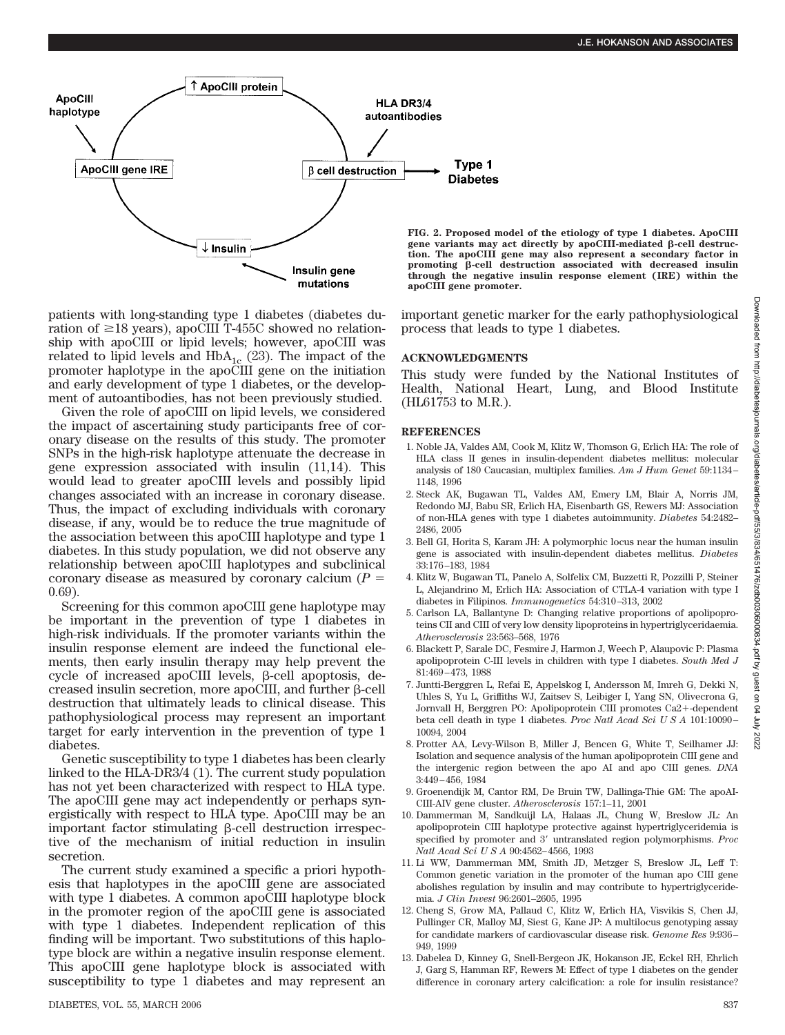FIG. 2. Proposed model of the etiology of type 1 diabetes. ApoCIII gene variants may act directly by apoCIII-mediated β-cell destruction. The apoCIII gene may also represent a secondary factor in promoting β-cell destruction associated with decreased insulin through the negative insulin response element (IRE) within the apoCIII gene promoter.

patients with long-standing type 1 diabetes (diabetes duration of ≥18 years), apoCIII T-455C showed no relationship with apoCIII or lipid levels; however, apoCIII was related to lipid levels and $HbA_{1c}$ (23). The impact of the promoter haplotype in the apoCIII gene on the initiation and early development of type 1 diabetes, or the development of autoantibodies, has not been previously studied.

Given the role of apoCIII on lipid levels, we considered the impact of ascertaining study participants free of coronary disease on the results of this study. The promoter SNPs in the high-risk haplotype attenuate the decrease in gene expression associated with insulin (11,14). This would lead to greater apoCIII levels and possibly lipid changes associated with an increase in coronary disease. Thus, the impact of excluding individuals with coronary disease, if any, would be to reduce the true magnitude of the association between this apoCIII haplotype and type 1 diabetes. In this study population, we did not observe any relationship between apoCIII haplotypes and subclinical coronary disease as measured by coronary calcium ($P = 0.69$).

Screening for this common apoCIII gene haplotype may be important in the prevention of type 1 diabetes in high-risk individuals. If the promoter variants within the insulin response element are indeed the functional elements, then early insulin therapy may help prevent the cycle of increased apoCIII levels, β-cell apoptosis, decreased insulin secretion, more apoCIII, and further β-cell destruction that ultimately leads to clinical disease. This pathophysiological process may represent an important target for early intervention in the prevention of type 1 diabetes.

Genetic susceptibility to type 1 diabetes has been clearly linked to the HLA-DR3/4 (1). The current study population has not yet been characterized with respect to HLA type. The apoCIII gene may act independently or perhaps synergistically with respect to HLA type. ApoCIII may be an important factor stimulating β-cell destruction irrespective of the mechanism of initial reduction in insulin secretion.

The current study examined a specific a priori hypothesis that haplotypes in the apoCIII gene are associated with type 1 diabetes. A common apoCIII haplotype block in the promoter region of the apoCIII gene is associated with type 1 diabetes. Independent replication of this finding will be important. Two substitutions of this haplotype block are within a negative insulin response element. This apoCIII gene haplotype block is associated with susceptibility to type 1 diabetes and may represent an important genetic marker for the early pathophysiological process that leads to type 1 diabetes.

## ACKNOWLEDGMENTS

This study were funded by the National Institutes of Health, National Heart, Lung, and Blood Institute (HL61753 to M.R.).

## REFERENCES

1. Noble JA, Valdes AM, Cook M, Klitz W, Thomson G, Erlich HA: The role of HLA class II genes in insulin-dependent diabetes mellitus: molecular analysis of 180 Caucasian, multiplex families. *Am J Hum Genet* 59:1134–1148, 1996
2. Steck AK, Bugawan TL, Valdes AM, Emery LM, Blair A, Norris JM, Redondo MJ, Babu SR, Erlich HA, Eisenbarth GS, Rewers MJ: Association of non-HLA genes with type 1 diabetes autoimmunity. *Diabetes* 54:2482–2486, 2005
3. Bell GI, Horita S, Karam JH: A polymorphic locus near the human insulin gene is associated with insulin-dependent diabetes mellitus. *Diabetes* 33:176–183, 1984
4. Klitz W, Bugawan TL, Panelo A, Solfelix CM, Buzzetti R, Pozzilli P, Steiner L, Alejandrino M, Erlich HA: Association of CTLA-4 variation with type I diabetes in Filipinos. *Immunogenetics* 54:310–313, 2002
5. Carlson LA, Ballantyne D: Changing relative proportions of apolipoproteins CII and CIII of very low density lipoproteins in hypertriglyceridaemia. *Atherosclerosis* 23:563–568, 1976
6. Blackett P, Sarale DC, Fesmire J, Harmon J, Weech P, Alaupovic P: Plasma apolipoprotein C-III levels in children with type I diabetes. *South Med J* 81:469–473, 1988
7. Juntti-Berggren L, Refai E, Appelskog I, Andersson M, Imreh G, Dekki N, Uhles S, Yu L, Griffiths WJ, Zaitsev S, Leibiger I, Yang SN, Olivecrona G, Jornvall H, Berggren PO: Apolipoprotein CIII promotes Ca2+-dependent beta cell death in type 1 diabetes. *Proc Natl Acad Sci U S A* 101:10090–10094, 2004
8. Protter AA, Levy-Wilson B, Miller J, Bencen G, White T, Seilhamer JJ: Isolation and sequence analysis of the human apolipoprotein CIII gene and the intergenic region between the apo AI and apo CIII genes. *DNA* 3:449–456, 1984
9. Groenendijk M, Cantor RM, De Bruin TW, Dallinga-Thie GM: The apoAI-CIII-AIV gene cluster. *Atherosclerosis* 157:1–11, 2001
10. Dammerman M, Sandkuijl LA, Halaas JL, Chung W, Breslow JL: An apolipoprotein CIII haplotype protective against hypertriglyceridemia is specified by promoter and 3′ untranslated region polymorphisms. *Proc Natl Acad Sci U S A* 90:4562–4566, 1993
11. Li WW, Dammerman MM, Smith JD, Metzger S, Breslow JL, Leff T: Common genetic variation in the promoter of the human apo CIII gene abolishes regulation by insulin and may contribute to hypertriglyceridemia. *J Clin Invest* 96:2601–2605, 1995
12. Cheng S, Grow MA, Pallaud C, Klitz W, Erlich HA, Visvikis S, Chen JJ, Pullinger CR, Malloy MJ, Siest G, Kane JP: A multilocus genotyping assay for candidate markers of cardiovascular disease risk. *Genome Res* 9:936–949, 1999
13. Dabelea D, Kinney G, Snell-Bergeon JK, Hokanson JE, Eckel RH, Ehrlich J, Garg S, Hamman RF, Rewers M: Effect of type 1 diabetes on the gender difference in coronary artery calcification: a role for insulin resistance?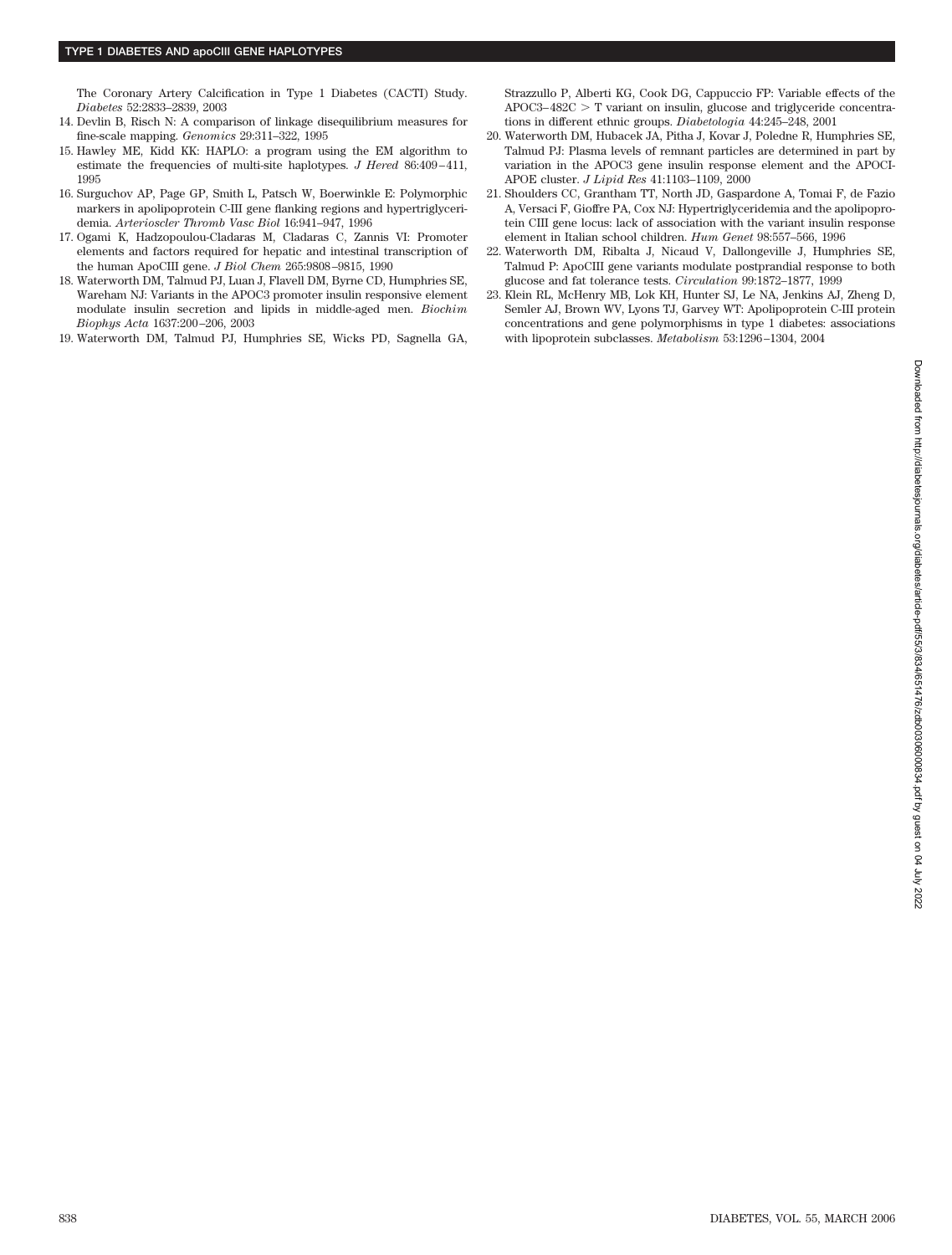The Coronary Artery Calcification in Type 1 Diabetes (CACTI) Study. *Diabetes* 52:2833–2839, 2003

14. Devlin B, Risch N: A comparison of linkage disequilibrium measures for fine-scale mapping. *Genomics* 29:311–322, 1995
15. Hawley ME, Kidd KK: HAPLO: a program using the EM algorithm to estimate the frequencies of multi-site haplotypes. *J Hered* 86:409–411, 1995
16. Surguchov AP, Page GP, Smith L, Patsch W, Boerwinkle E: Polymorphic markers in apolipoprotein C-III gene flanking regions and hypertriglyceridemia. *Arterioscler Thromb Vasc Biol* 16:941–947, 1996
17. Ogami K, Hadzopoulou-Cladaras M, Cladaras C, Zannis VI: Promoter elements and factors required for hepatic and intestinal transcription of the human ApoCIII gene. *J Biol Chem* 265:9808–9815, 1990
18. Waterworth DM, Talmud PJ, Luan J, Flavell DM, Byrne CD, Humphries SE, Wareham NJ: Variants in the APOC3 promoter insulin responsive element modulate insulin secretion and lipids in middle-aged men. *Biochim Biophys Acta* 1637:200–206, 2003
19. Waterworth DM, Talmud PJ, Humphries SE, Wicks PD, Sagnella GA, Strazzullo P, Alberti KG, Cook DG, Cappuccio FP: Variable effects of the APOC3–482C > T variant on insulin, glucose and triglyceride concentrations in different ethnic groups. *Diabetologia* 44:245–248, 2001
20. Waterworth DM, Hubacek JA, Pitha J, Kovar J, Poledne R, Humphries SE, Talmud PJ: Plasma levels of remnant particles are determined in part by variation in the APOC3 gene insulin response element and the APOCI-APOE cluster. *J Lipid Res* 41:1103–1109, 2000
21. Shoulders CC, Grantham TT, North JD, Gaspardone A, Tomai F, de Fazio A, Versaci F, Gioffre PA, Cox NJ: Hypertriglyceridemia and the apolipoprotein CIII gene locus: lack of association with the variant insulin response element in Italian school children. *Hum Genet* 98:557–566, 1996
22. Waterworth DM, Ribalta J, Nicaud V, Dallongeville J, Humphries SE, Talmud P: ApoCIII gene variants modulate postprandial response to both glucose and fat tolerance tests. *Circulation* 99:1872–1877, 1999
23. Klein RL, McHenry MB, Lok KH, Hunter SJ, Le NA, Jenkins AJ, Zheng D, Semler AJ, Brown WV, Lyons TJ, Garvey WT: Apolipoprotein C-III protein concentrations and gene polymorphisms in type 1 diabetes: associations with lipoprotein subclasses. *Metabolism* 53:1296–1304, 2004